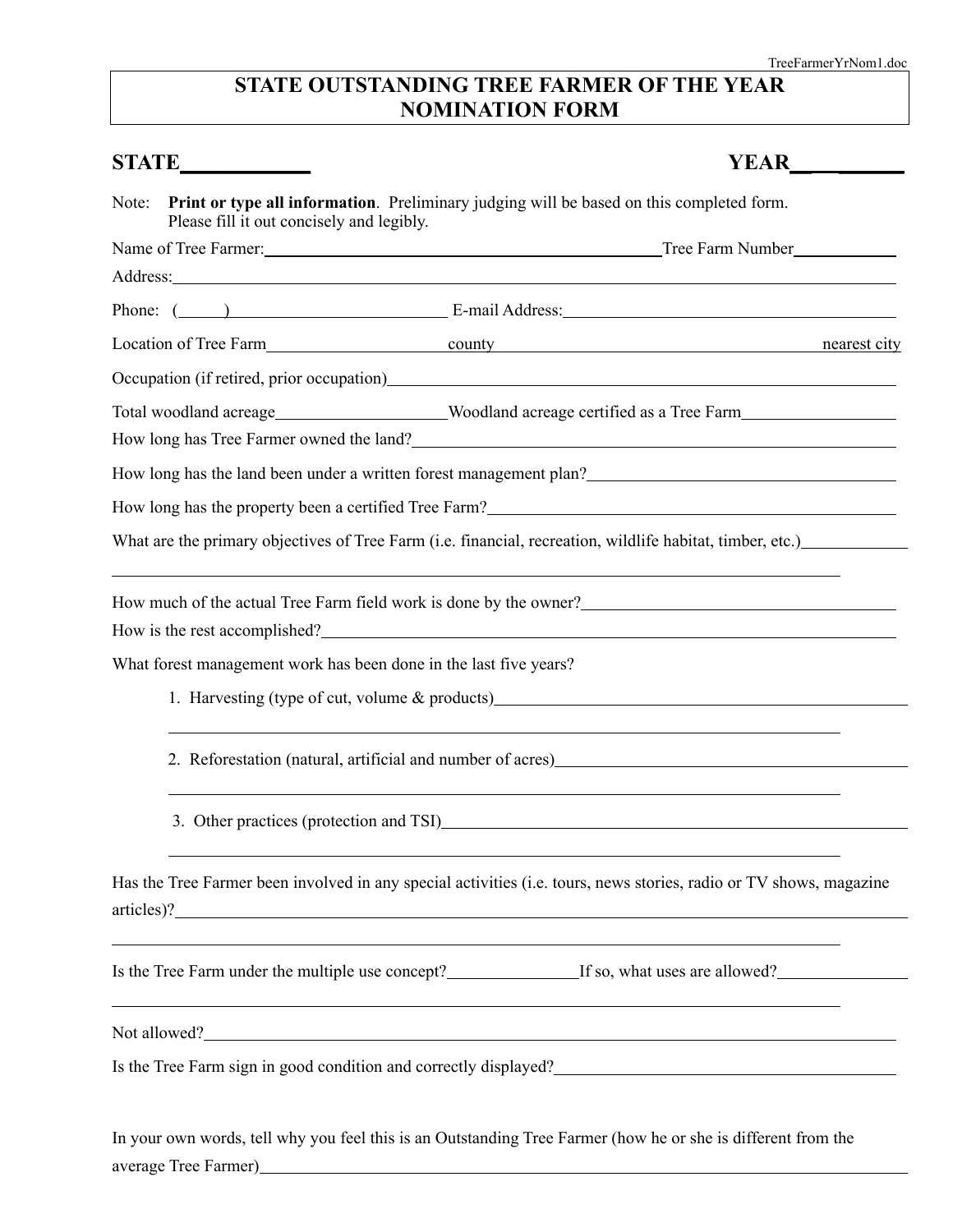# STATE OUTSTANDING TREE FARMER OF THE YEAR NOMINATION FORM

**STATE**____________ **YEAR**__________

Note: **Print or type all information**. Preliminary judging will be based on this completed form. Please fill it out concisely and legibly.

Name of Tree Farmer:________________________________________________ Tree Farm Number____________

Address:______________________________________________________________________________

Phone: (_____)__________________________ E-mail Address:________________________________________

Location of Tree Farm______________________ county ________________________________________ nearest city

Occupation (if retired, prior occupation)______________________________________________________________

Total woodland acreage____________________ Woodland acreage certified as a Tree Farm__________________

How long has Tree Farmer owned the land?___________________________________________________________

How long has the land been under a written forest management plan?_____________________________________

How long has the property been a certified Tree Farm?_________________________________________________

What are the primary objectives of Tree Farm (i.e. financial, recreation, wildlife habitat, timber, etc.)____________

______________________________________________________________________________________

How much of the actual Tree Farm field work is done by the owner?_______________________________________

How is the rest accomplished?______________________________________________________________________

What forest management work has been done in the last five years?

1. Harvesting (type of cut, volume & products)____________________________________________

   ______________________________________________________________________________

2. Reforestation (natural, artificial and number of acres)_____________________________________

   ______________________________________________________________________________

3. Other practices (protection and TSI)___________________________________________________

   ______________________________________________________________________________

Has the Tree Farmer been involved in any special activities (i.e. tours, news stories, radio or TV shows, magazine articles)?___________________________________________________________________________________

______________________________________________________________________________________

Is the Tree Farm under the multiple use concept?_______________ If so, what uses are allowed?________________

______________________________________________________________________________________

Not allowed?___________________________________________________________________________________

Is the Tree Farm sign in good condition and correctly displayed?___________________________________________

In your own words, tell why you feel this is an Outstanding Tree Farmer (how he or she is different from the average Tree Farmer)________________________________________________________________________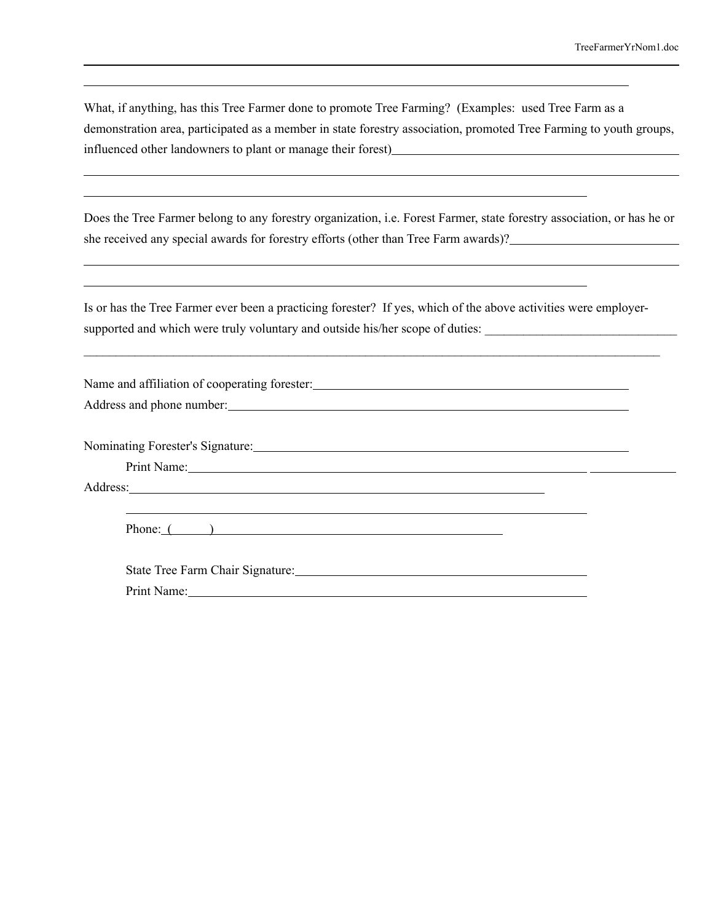What, if anything, has this Tree Farmer done to promote Tree Farming? (Examples: used Tree Farm as a demonstration area, participated as a member in state forestry association, promoted Tree Farming to youth groups, influenced other landowners to plant or manage their forest)

Does the Tree Farmer belong to any forestry organization, i.e. Forest Farmer, state forestry association, or has he or she received any special awards for forestry efforts (other than Tree Farm awards)?

Is or has the Tree Farmer ever been a practicing forester? If yes, which of the above activities were employer-supported and which were truly voluntary and outside his/her scope of duties:

Name and affiliation of cooperating forester:

Address and phone number:

Nominating Forester's Signature:

Print Name:

Address:

Phone: ( )

State Tree Farm Chair Signature:

Print Name: